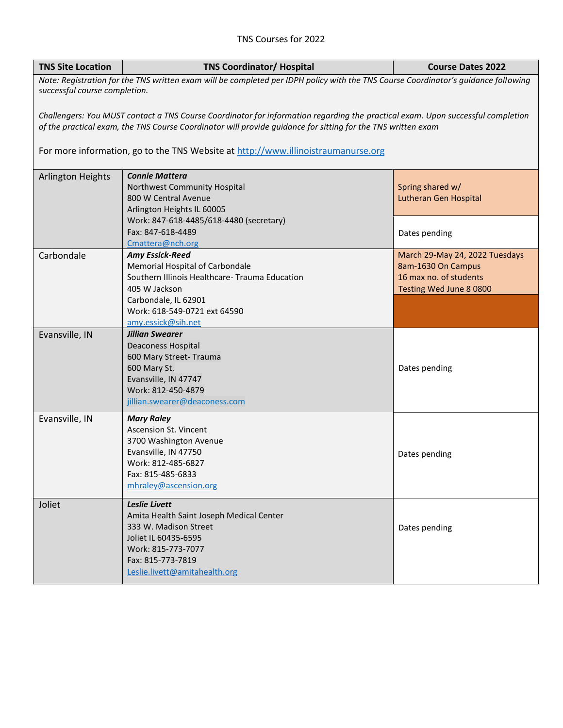# TNS Courses for 2022

| TNS Site Location | TNS Coordinator/ Hospital | Course Dates 2022 |
|---|---|---|
| *Note: Registration for the TNS written exam will be completed per IDPH policy with the TNS Course Coordinator's guidance following successful course completion.*<br><br>*Challengers: You MUST contact a TNS Course Coordinator for information regarding the practical exam. Upon successful completion of the practical exam, the TNS Course Coordinator will provide guidance for sitting for the TNS written exam*<br><br>For more information, go to the TNS Website at http://www.illinoistraumanurse.org | | |
| Arlington Heights | ***Connie Mattera***<br>Northwest Community Hospital<br>800 W Central Avenue<br>Arlington Heights IL 60005<br>Work: 847-618-4485/618-4480 (secretary)<br>Fax: 847-618-4489<br>Cmattera@nch.org | Spring shared w/ Lutheran Gen Hospital<br><br>Dates pending |
| Carbondale | ***Amy Essick-Reed***<br>Memorial Hospital of Carbondale<br>Southern Illinois Healthcare- Trauma Education<br>405 W Jackson<br>Carbondale, IL 62901<br>Work: 618-549-0721 ext 64590<br>amy.essick@sih.net | March 29-May 24, 2022 Tuesdays<br>8am-1630 On Campus<br>16 max no. of students<br>Testing Wed June 8 0800 |
| Evansville, IN | ***Jillian Swearer***<br>Deaconess Hospital<br>600 Mary Street- Trauma<br>600 Mary St.<br>Evansville, IN 47747<br>Work: 812-450-4879<br>jillian.swearer@deaconess.com | Dates pending |
| Evansville, IN | ***Mary Raley***<br>Ascension St. Vincent<br>3700 Washington Avenue<br>Evansville, IN 47750<br>Work: 812-485-6827<br>Fax: 815-485-6833<br>mhraley@ascension.org | Dates pending |
| Joliet | ***Leslie Livett***<br>Amita Health Saint Joseph Medical Center<br>333 W. Madison Street<br>Joliet IL 60435-6595<br>Work: 815-773-7077<br>Fax: 815-773-7819<br>Leslie.livett@amitahealth.org | Dates pending |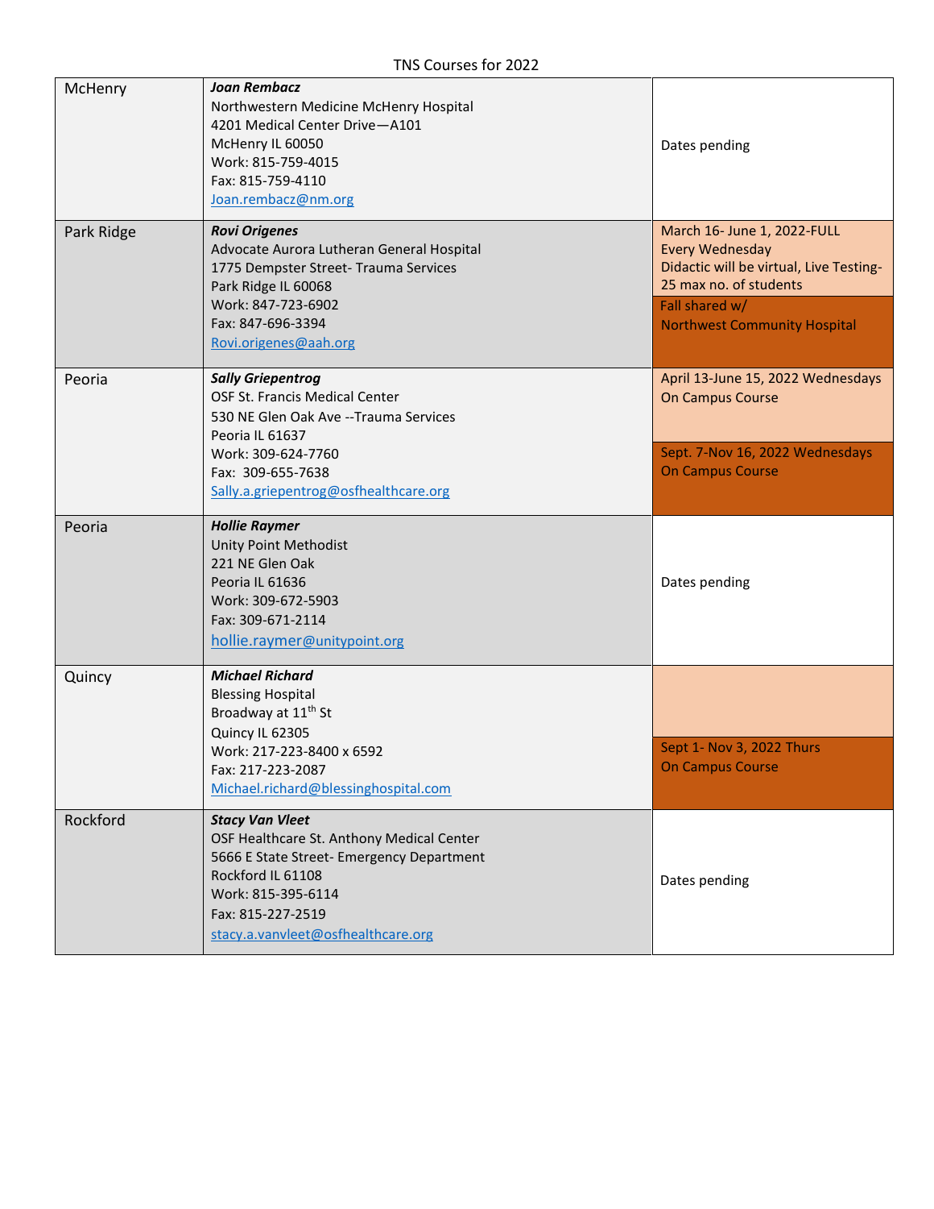TNS Courses for 2022

| Location | Contact | Dates |
| --- | --- | --- |
| McHenry | ***Joan Rembacz***<br>Northwestern Medicine McHenry Hospital<br>4201 Medical Center Drive—A101<br>McHenry IL 60050<br>Work: 815-759-4015<br>Fax: 815-759-4110<br>Joan.rembacz@nm.org | Dates pending |
| Park Ridge | ***Rovi Origenes***<br>Advocate Aurora Lutheran General Hospital<br>1775 Dempster Street- Trauma Services<br>Park Ridge IL 60068<br>Work: 847-723-6902<br>Fax: 847-696-3394<br>Rovi.origenes@aah.org | March 16- June 1, 2022-FULL<br>Every Wednesday<br>Didactic will be virtual, Live Testing-25 max no. of students<br><br>Fall shared w/<br>Northwest Community Hospital |
| Peoria | ***Sally Griepentrog***<br>OSF St. Francis Medical Center<br>530 NE Glen Oak Ave --Trauma Services<br>Peoria IL 61637<br>Work: 309-624-7760<br>Fax: 309-655-7638<br>Sally.a.griepentrog@osfhealthcare.org | April 13-June 15, 2022 Wednesdays<br>On Campus Course<br><br>Sept. 7-Nov 16, 2022 Wednesdays<br>On Campus Course |
| Peoria | ***Hollie Raymer***<br>Unity Point Methodist<br>221 NE Glen Oak<br>Peoria IL 61636<br>Work: 309-672-5903<br>Fax: 309-671-2114<br>hollie.raymer@unitypoint.org | Dates pending |
| Quincy | ***Michael Richard***<br>Blessing Hospital<br>Broadway at 11th St<br>Quincy IL 62305<br>Work: 217-223-8400 x 6592<br>Fax: 217-223-2087<br>Michael.richard@blessinghospital.com | Sept 1- Nov 3, 2022 Thurs<br>On Campus Course |
| Rockford | ***Stacy Van Vleet***<br>OSF Healthcare St. Anthony Medical Center<br>5666 E State Street- Emergency Department<br>Rockford IL 61108<br>Work: 815-395-6114<br>Fax: 815-227-2519<br>stacy.a.vanvleet@osfhealthcare.org | Dates pending |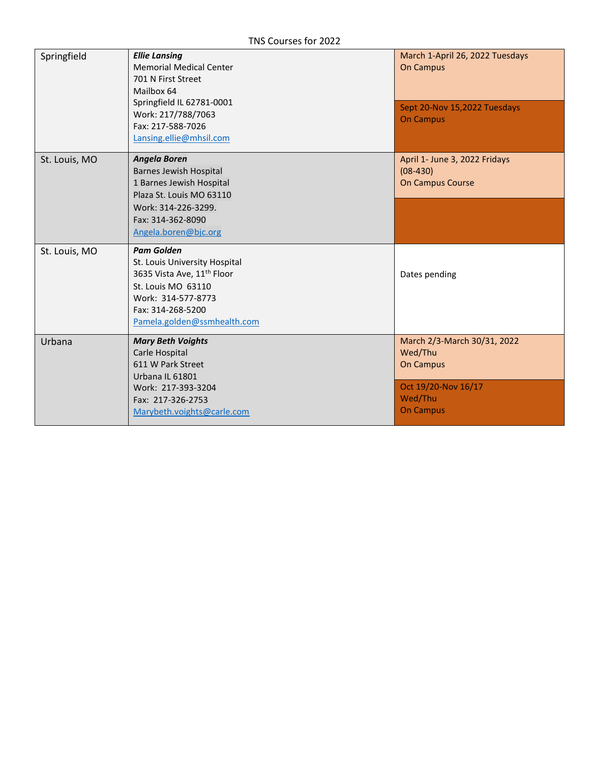TNS Courses for 2022

| | | |
|---|---|---|
| Springfield | ***Ellie Lansing***<br>Memorial Medical Center<br>701 N First Street<br>Mailbox 64<br>Springfield IL 62781-0001<br>Work: 217/788/7063<br>Fax: 217-588-7026<br>Lansing.ellie@mhsil.com | March 1-April 26, 2022 Tuesdays<br>On Campus<br><br>Sept 20-Nov 15,2022 Tuesdays<br>On Campus |
| St. Louis, MO | ***Angela Boren***<br>Barnes Jewish Hospital<br>1 Barnes Jewish Hospital<br>Plaza St. Louis MO 63110<br>Work: 314-226-3299.<br>Fax: 314-362-8090<br>Angela.boren@bjc.org | April 1- June 3, 2022 Fridays<br>(08-430)<br>On Campus Course |
| St. Louis, MO | ***Pam Golden***<br>St. Louis University Hospital<br>3635 Vista Ave, 11th Floor<br>St. Louis MO 63110<br>Work: 314-577-8773<br>Fax: 314-268-5200<br>Pamela.golden@ssmhealth.com | Dates pending |
| Urbana | ***Mary Beth Voights***<br>Carle Hospital<br>611 W Park Street<br>Urbana IL 61801<br>Work: 217-393-3204<br>Fax: 217-326-2753<br>Marybeth.voights@carle.com | March 2/3-March 30/31, 2022<br>Wed/Thu<br>On Campus<br><br>Oct 19/20-Nov 16/17<br>Wed/Thu<br>On Campus |